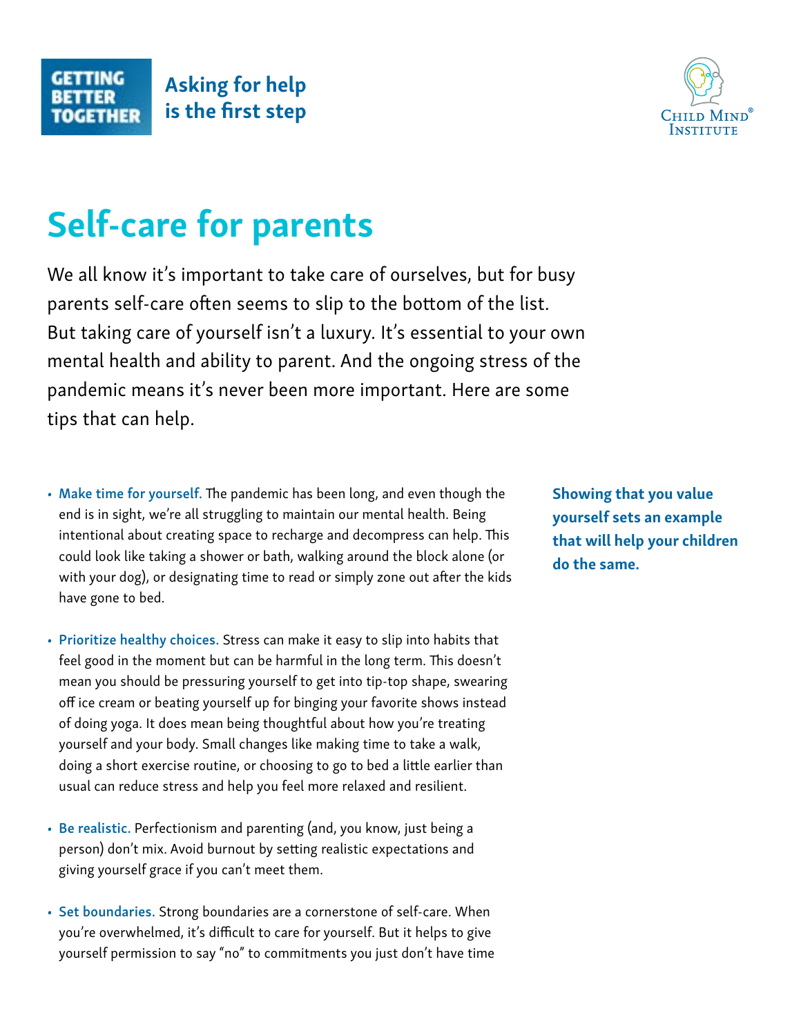GETTING BETTER TOGETHER

Asking for help is the first step

Child Mind Institute

# Self-care for parents

We all know it's important to take care of ourselves, but for busy parents self-care often seems to slip to the bottom of the list. But taking care of yourself isn't a luxury. It's essential to your own mental health and ability to parent. And the ongoing stress of the pandemic means it's never been more important. Here are some tips that can help.

**Showing that you value yourself sets an example that will help your children do the same.**

- **Make time for yourself.** The pandemic has been long, and even though the end is in sight, we're all struggling to maintain our mental health. Being intentional about creating space to recharge and decompress can help. This could look like taking a shower or bath, walking around the block alone (or with your dog), or designating time to read or simply zone out after the kids have gone to bed.

- **Prioritize healthy choices.** Stress can make it easy to slip into habits that feel good in the moment but can be harmful in the long term. This doesn't mean you should be pressuring yourself to get into tip-top shape, swearing off ice cream or beating yourself up for binging your favorite shows instead of doing yoga. It does mean being thoughtful about how you're treating yourself and your body. Small changes like making time to take a walk, doing a short exercise routine, or choosing to go to bed a little earlier than usual can reduce stress and help you feel more relaxed and resilient.

- **Be realistic.** Perfectionism and parenting (and, you know, just being a person) don't mix. Avoid burnout by setting realistic expectations and giving yourself grace if you can't meet them.

- **Set boundaries.** Strong boundaries are a cornerstone of self-care. When you're overwhelmed, it's difficult to care for yourself. But it helps to give yourself permission to say "no" to commitments you just don't have time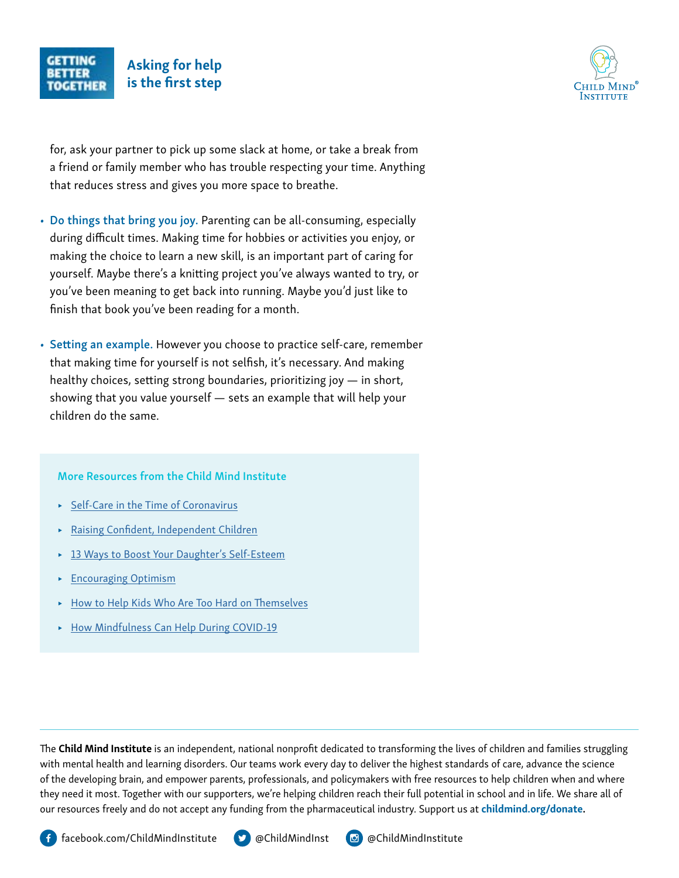for, ask your partner to pick up some slack at home, or take a break from a friend or family member who has trouble respecting your time. Anything that reduces stress and gives you more space to breathe.

- **Do things that bring you joy.** Parenting can be all-consuming, especially during difficult times. Making time for hobbies or activities you enjoy, or making the choice to learn a new skill, is an important part of caring for yourself. Maybe there's a knitting project you've always wanted to try, or you've been meaning to get back into running. Maybe you'd just like to finish that book you've been reading for a month.

- **Setting an example.** However you choose to practice self-care, remember that making time for yourself is not selfish, it's necessary. And making healthy choices, setting strong boundaries, prioritizing joy — in short, showing that you value yourself — sets an example that will help your children do the same.

### More Resources from the Child Mind Institute

- Self-Care in the Time of Coronavirus
- Raising Confident, Independent Children
- 13 Ways to Boost Your Daughter's Self-Esteem
- Encouraging Optimism
- How to Help Kids Who Are Too Hard on Themselves
- How Mindfulness Can Help During COVID-19

---

The **Child Mind Institute** is an independent, national nonprofit dedicated to transforming the lives of children and families struggling with mental health and learning disorders. Our teams work every day to deliver the highest standards of care, advance the science of the developing brain, and empower parents, professionals, and policymakers with free resources to help children when and where they need it most. Together with our supporters, we're helping children reach their full potential in school and in life. We share all of our resources freely and do not accept any funding from the pharmaceutical industry. Support us at **childmind.org/donate.**

facebook.com/ChildMindInstitute @ChildMindInst @ChildMindInstitute